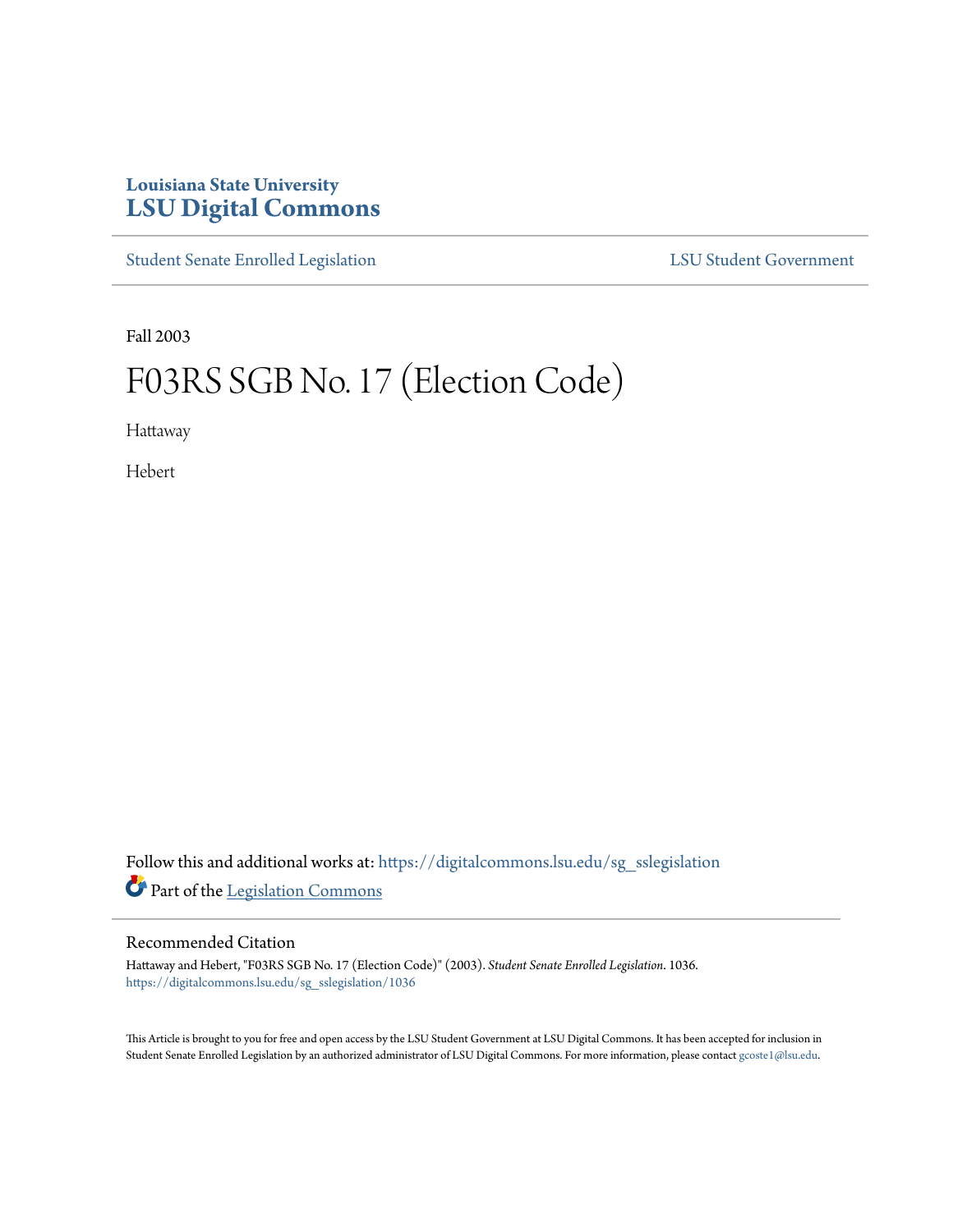Louisiana State University
# LSU Digital Commons

Student Senate Enrolled Legislation | LSU Student Government

Fall 2003

# F03RS SGB No. 17 (Election Code)

Hattaway

Hebert

Follow this and additional works at: https://digitalcommons.lsu.edu/sg_sslegislation

Part of the Legislation Commons

## Recommended Citation

Hattaway and Hebert, "F03RS SGB No. 17 (Election Code)" (2003). *Student Senate Enrolled Legislation*. 1036.
https://digitalcommons.lsu.edu/sg_sslegislation/1036

This Article is brought to you for free and open access by the LSU Student Government at LSU Digital Commons. It has been accepted for inclusion in Student Senate Enrolled Legislation by an authorized administrator of LSU Digital Commons. For more information, please contact gcoste1@lsu.edu.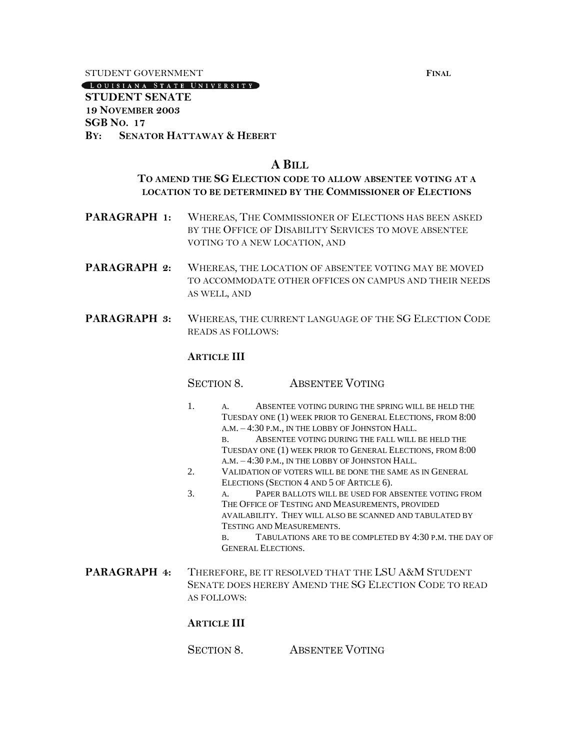STUDENT GOVERNMENT **FINAL**

LOUISIANA STATE UNIVERSITY

**STUDENT SENATE**
**19 NOVEMBER 2003**
**SGB NO. 17**
**BY: SENATOR HATTAWAY & HEBERT**

## A BILL

### TO AMEND THE SG ELECTION CODE TO ALLOW ABSENTEE VOTING AT A LOCATION TO BE DETERMINED BY THE COMMISSIONER OF ELECTIONS

**PARAGRAPH 1:** WHEREAS, THE COMMISSIONER OF ELECTIONS HAS BEEN ASKED BY THE OFFICE OF DISABILITY SERVICES TO MOVE ABSENTEE VOTING TO A NEW LOCATION, AND

**PARAGRAPH 2:** WHEREAS, THE LOCATION OF ABSENTEE VOTING MAY BE MOVED TO ACCOMMODATE OTHER OFFICES ON CAMPUS AND THEIR NEEDS AS WELL, AND

**PARAGRAPH 3:** WHEREAS, THE CURRENT LANGUAGE OF THE SG ELECTION CODE READS AS FOLLOWS:

**ARTICLE III**

SECTION 8. ABSENTEE VOTING

1. a. ABSENTEE VOTING DURING THE SPRING WILL BE HELD THE TUESDAY ONE (1) WEEK PRIOR TO GENERAL ELECTIONS, FROM 8:00 A.M. – 4:30 P.M., IN THE LOBBY OF JOHNSTON HALL.
   b. ABSENTEE VOTING DURING THE FALL WILL BE HELD THE TUESDAY ONE (1) WEEK PRIOR TO GENERAL ELECTIONS, FROM 8:00 A.M. – 4:30 P.M., IN THE LOBBY OF JOHNSTON HALL.
2. VALIDATION OF VOTERS WILL BE DONE THE SAME AS IN GENERAL ELECTIONS (SECTION 4 AND 5 OF ARTICLE 6).
3. a. PAPER BALLOTS WILL BE USED FOR ABSENTEE VOTING FROM THE OFFICE OF TESTING AND MEASUREMENTS, PROVIDED AVAILABILITY. THEY WILL ALSO BE SCANNED AND TABULATED BY TESTING AND MEASUREMENTS.
   b. TABULATIONS ARE TO BE COMPLETED BY 4:30 P.M. THE DAY OF GENERAL ELECTIONS.

**PARAGRAPH 4:** THEREFORE, BE IT RESOLVED THAT THE LSU A&M STUDENT SENATE DOES HEREBY AMEND THE SG ELECTION CODE TO READ AS FOLLOWS:

**ARTICLE III**

SECTION 8. ABSENTEE VOTING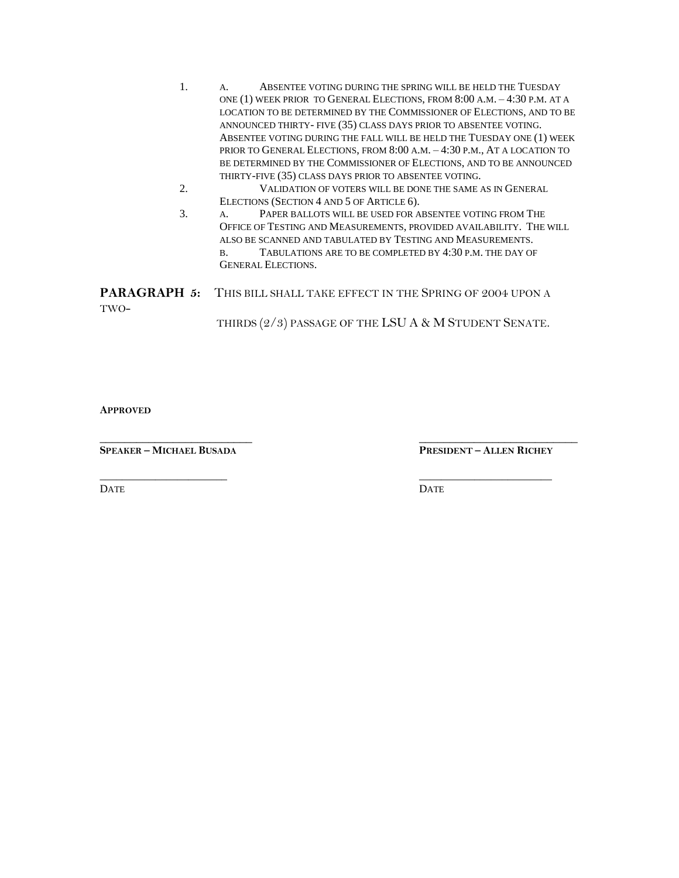1. A. Absentee voting during the spring will be held the Tuesday one (1) week prior to General Elections, from 8:00 a.m. – 4:30 p.m. at a location to be determined by the Commissioner of Elections, and to be announced thirty- five (35) class days prior to absentee voting. Absentee voting during the fall will be held the Tuesday one (1) week prior to General Elections, from 8:00 a.m. – 4:30 p.m., At a location to be determined by the Commissioner of Elections, and to be announced thirty-five (35) class days prior to absentee voting.
2. Validation of voters will be done the same as in General Elections (Section 4 and 5 of Article 6).
3. A. Paper ballots will be used for absentee voting from The Office of Testing and Measurements, provided availability. The will also be scanned and tabulated by Testing and Measurements.
   B. Tabulations are to be completed by 4:30 p.m. the day of General Elections.

**PARAGRAPH 5:** This bill shall take effect in the Spring of 2004 upon a two-thirds (2/3) passage of the LSU A & M Student Senate.

**Approved**

______________________________ ______________________________

**Speaker – Michael Busada** **President – Allen Richey**

______________________________ ______________________________

Date Date